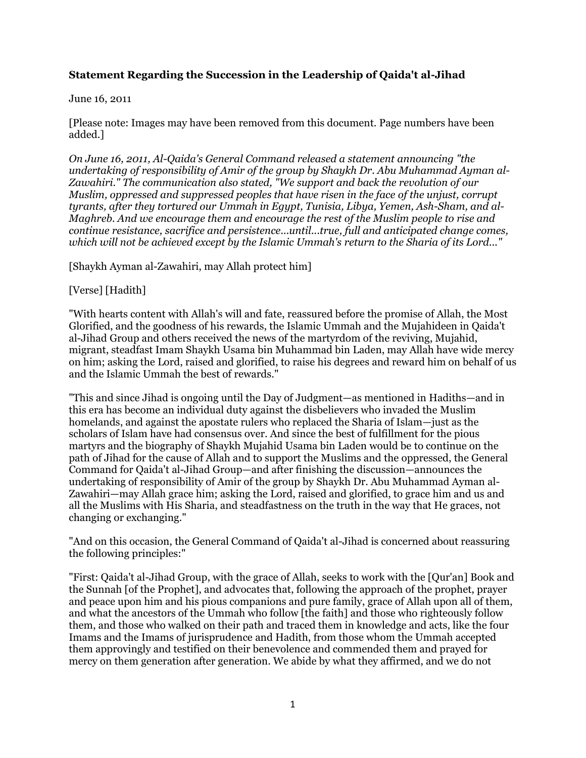**Statement Regarding the Succession in the Leadership of Qaida't al-Jihad**

June 16, 2011

[Please note: Images may have been removed from this document. Page numbers have been added.]

*On June 16, 2011, Al-Qaida's General Command released a statement announcing "the undertaking of responsibility of Amir of the group by Shaykh Dr. Abu Muhammad Ayman al-Zawahiri." The communication also stated, "We support and back the revolution of our Muslim, oppressed and suppressed peoples that have risen in the face of the unjust, corrupt tyrants, after they tortured our Ummah in Egypt, Tunisia, Libya, Yemen, Ash-Sham, and al-Maghreb. And we encourage them and encourage the rest of the Muslim people to rise and continue resistance, sacrifice and persistence...until...true, full and anticipated change comes, which will not be achieved except by the Islamic Ummah's return to the Sharia of its Lord..."*

[Shaykh Ayman al-Zawahiri, may Allah protect him]

[Verse] [Hadith]

"With hearts content with Allah's will and fate, reassured before the promise of Allah, the Most Glorified, and the goodness of his rewards, the Islamic Ummah and the Mujahideen in Qaida't al-Jihad Group and others received the news of the martyrdom of the reviving, Mujahid, migrant, steadfast Imam Shaykh Usama bin Muhammad bin Laden, may Allah have wide mercy on him; asking the Lord, raised and glorified, to raise his degrees and reward him on behalf of us and the Islamic Ummah the best of rewards."

"This and since Jihad is ongoing until the Day of Judgment—as mentioned in Hadiths—and in this era has become an individual duty against the disbelievers who invaded the Muslim homelands, and against the apostate rulers who replaced the Sharia of Islam—just as the scholars of Islam have had consensus over. And since the best of fulfillment for the pious martyrs and the biography of Shaykh Mujahid Usama bin Laden would be to continue on the path of Jihad for the cause of Allah and to support the Muslims and the oppressed, the General Command for Qaida't al-Jihad Group—and after finishing the discussion—announces the undertaking of responsibility of Amir of the group by Shaykh Dr. Abu Muhammad Ayman al-Zawahiri—may Allah grace him; asking the Lord, raised and glorified, to grace him and us and all the Muslims with His Sharia, and steadfastness on the truth in the way that He graces, not changing or exchanging."

"And on this occasion, the General Command of Qaida't al-Jihad is concerned about reassuring the following principles:"

"First: Qaida't al-Jihad Group, with the grace of Allah, seeks to work with the [Qur'an] Book and the Sunnah [of the Prophet], and advocates that, following the approach of the prophet, prayer and peace upon him and his pious companions and pure family, grace of Allah upon all of them, and what the ancestors of the Ummah who follow [the faith] and those who righteously follow them, and those who walked on their path and traced them in knowledge and acts, like the four Imams and the Imams of jurisprudence and Hadith, from those whom the Ummah accepted them approvingly and testified on their benevolence and commended them and prayed for mercy on them generation after generation. We abide by what they affirmed, and we do not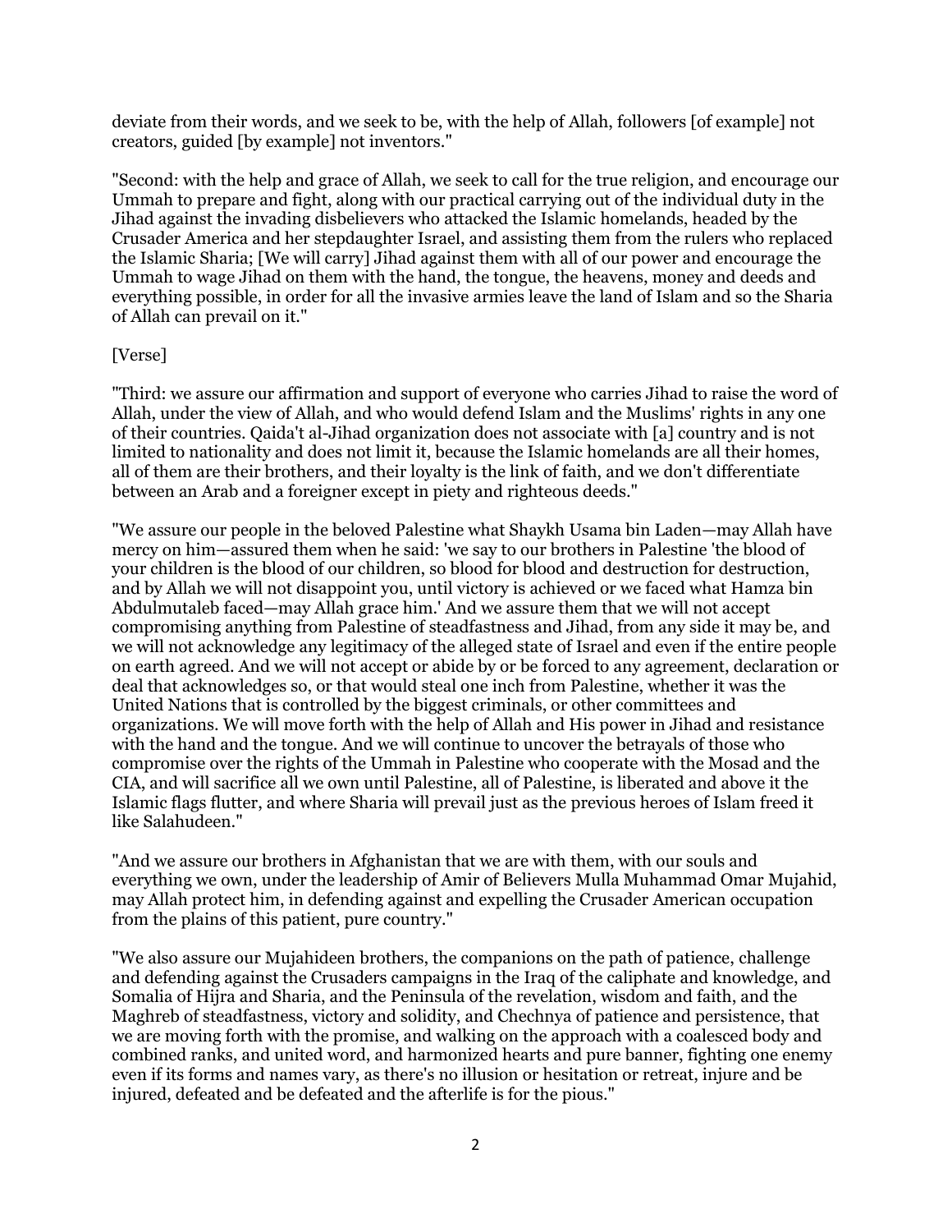deviate from their words, and we seek to be, with the help of Allah, followers [of example] not creators, guided [by example] not inventors."

"Second: with the help and grace of Allah, we seek to call for the true religion, and encourage our Ummah to prepare and fight, along with our practical carrying out of the individual duty in the Jihad against the invading disbelievers who attacked the Islamic homelands, headed by the Crusader America and her stepdaughter Israel, and assisting them from the rulers who replaced the Islamic Sharia; [We will carry] Jihad against them with all of our power and encourage the Ummah to wage Jihad on them with the hand, the tongue, the heavens, money and deeds and everything possible, in order for all the invasive armies leave the land of Islam and so the Sharia of Allah can prevail on it."

[Verse]

"Third: we assure our affirmation and support of everyone who carries Jihad to raise the word of Allah, under the view of Allah, and who would defend Islam and the Muslims' rights in any one of their countries. Qaida't al-Jihad organization does not associate with [a] country and is not limited to nationality and does not limit it, because the Islamic homelands are all their homes, all of them are their brothers, and their loyalty is the link of faith, and we don't differentiate between an Arab and a foreigner except in piety and righteous deeds."

"We assure our people in the beloved Palestine what Shaykh Usama bin Laden—may Allah have mercy on him—assured them when he said: 'we say to our brothers in Palestine 'the blood of your children is the blood of our children, so blood for blood and destruction for destruction, and by Allah we will not disappoint you, until victory is achieved or we faced what Hamza bin Abdulmutaleb faced—may Allah grace him.' And we assure them that we will not accept compromising anything from Palestine of steadfastness and Jihad, from any side it may be, and we will not acknowledge any legitimacy of the alleged state of Israel and even if the entire people on earth agreed. And we will not accept or abide by or be forced to any agreement, declaration or deal that acknowledges so, or that would steal one inch from Palestine, whether it was the United Nations that is controlled by the biggest criminals, or other committees and organizations. We will move forth with the help of Allah and His power in Jihad and resistance with the hand and the tongue. And we will continue to uncover the betrayals of those who compromise over the rights of the Ummah in Palestine who cooperate with the Mosad and the CIA, and will sacrifice all we own until Palestine, all of Palestine, is liberated and above it the Islamic flags flutter, and where Sharia will prevail just as the previous heroes of Islam freed it like Salahudeen."

"And we assure our brothers in Afghanistan that we are with them, with our souls and everything we own, under the leadership of Amir of Believers Mulla Muhammad Omar Mujahid, may Allah protect him, in defending against and expelling the Crusader American occupation from the plains of this patient, pure country."

"We also assure our Mujahideen brothers, the companions on the path of patience, challenge and defending against the Crusaders campaigns in the Iraq of the caliphate and knowledge, and Somalia of Hijra and Sharia, and the Peninsula of the revelation, wisdom and faith, and the Maghreb of steadfastness, victory and solidity, and Chechnya of patience and persistence, that we are moving forth with the promise, and walking on the approach with a coalesced body and combined ranks, and united word, and harmonized hearts and pure banner, fighting one enemy even if its forms and names vary, as there's no illusion or hesitation or retreat, injure and be injured, defeated and be defeated and the afterlife is for the pious."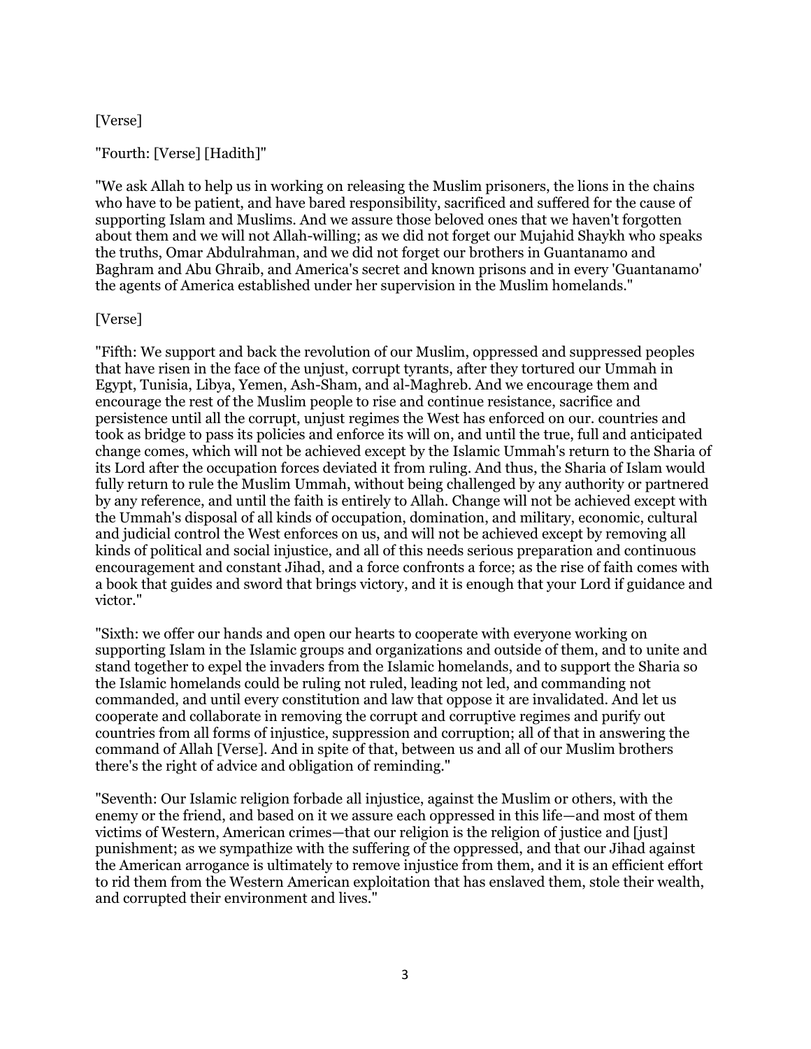[Verse]

"Fourth: [Verse] [Hadith]"

"We ask Allah to help us in working on releasing the Muslim prisoners, the lions in the chains who have to be patient, and have bared responsibility, sacrificed and suffered for the cause of supporting Islam and Muslims. And we assure those beloved ones that we haven't forgotten about them and we will not Allah-willing; as we did not forget our Mujahid Shaykh who speaks the truths, Omar Abdulrahman, and we did not forget our brothers in Guantanamo and Baghram and Abu Ghraib, and America's secret and known prisons and in every 'Guantanamo' the agents of America established under her supervision in the Muslim homelands."

[Verse]

"Fifth: We support and back the revolution of our Muslim, oppressed and suppressed peoples that have risen in the face of the unjust, corrupt tyrants, after they tortured our Ummah in Egypt, Tunisia, Libya, Yemen, Ash-Sham, and al-Maghreb. And we encourage them and encourage the rest of the Muslim people to rise and continue resistance, sacrifice and persistence until all the corrupt, unjust regimes the West has enforced on our. countries and took as bridge to pass its policies and enforce its will on, and until the true, full and anticipated change comes, which will not be achieved except by the Islamic Ummah's return to the Sharia of its Lord after the occupation forces deviated it from ruling. And thus, the Sharia of Islam would fully return to rule the Muslim Ummah, without being challenged by any authority or partnered by any reference, and until the faith is entirely to Allah. Change will not be achieved except with the Ummah's disposal of all kinds of occupation, domination, and military, economic, cultural and judicial control the West enforces on us, and will not be achieved except by removing all kinds of political and social injustice, and all of this needs serious preparation and continuous encouragement and constant Jihad, and a force confronts a force; as the rise of faith comes with a book that guides and sword that brings victory, and it is enough that your Lord if guidance and victor."

"Sixth: we offer our hands and open our hearts to cooperate with everyone working on supporting Islam in the Islamic groups and organizations and outside of them, and to unite and stand together to expel the invaders from the Islamic homelands, and to support the Sharia so the Islamic homelands could be ruling not ruled, leading not led, and commanding not commanded, and until every constitution and law that oppose it are invalidated. And let us cooperate and collaborate in removing the corrupt and corruptive regimes and purify out countries from all forms of injustice, suppression and corruption; all of that in answering the command of Allah [Verse]. And in spite of that, between us and all of our Muslim brothers there's the right of advice and obligation of reminding."

"Seventh: Our Islamic religion forbade all injustice, against the Muslim or others, with the enemy or the friend, and based on it we assure each oppressed in this life—and most of them victims of Western, American crimes—that our religion is the religion of justice and [just] punishment; as we sympathize with the suffering of the oppressed, and that our Jihad against the American arrogance is ultimately to remove injustice from them, and it is an efficient effort to rid them from the Western American exploitation that has enslaved them, stole their wealth, and corrupted their environment and lives."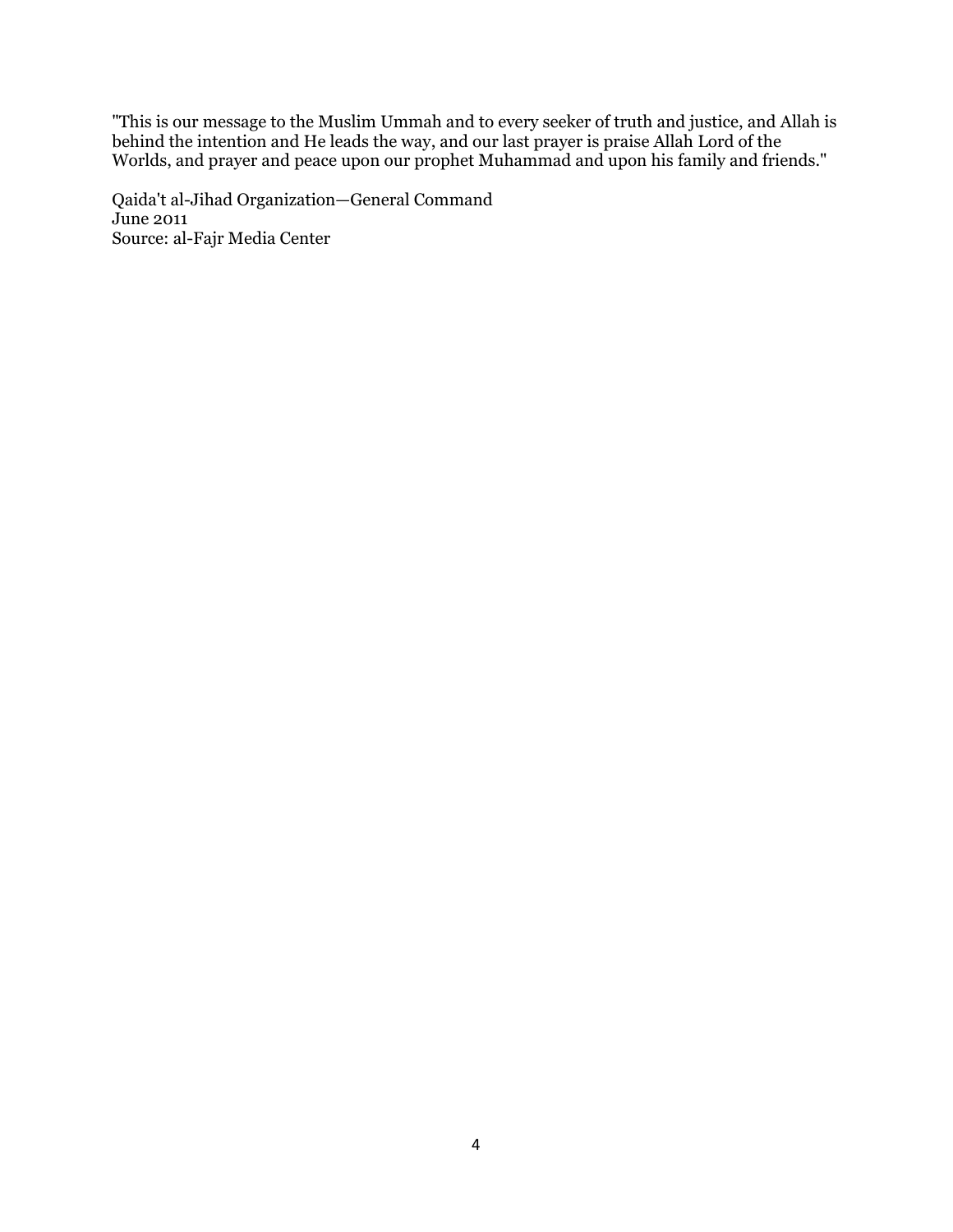"This is our message to the Muslim Ummah and to every seeker of truth and justice, and Allah is behind the intention and He leads the way, and our last prayer is praise Allah Lord of the Worlds, and prayer and peace upon our prophet Muhammad and upon his family and friends."

Qaida't al-Jihad Organization—General Command
June 2011
Source: al-Fajr Media Center